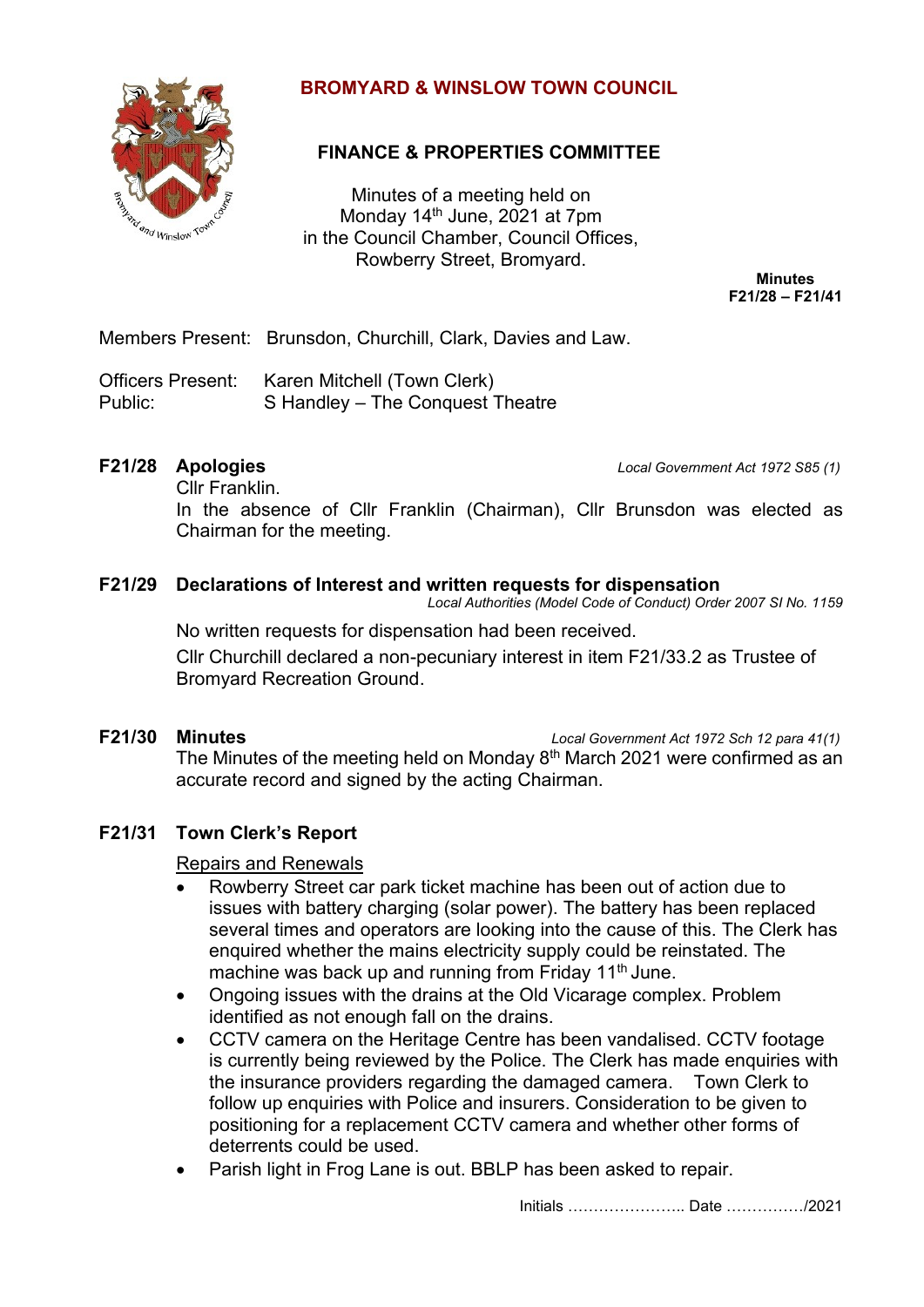# BROMYARD & WINSLOW TOWN COUNCIL

## FINANCE & PROPERTIES COMMITTEE

Minutes of a meeting held on
Monday 14th June, 2021 at 7pm
in the Council Chamber, Council Offices,
Rowberry Street, Bromyard.

**Minutes**
**F21/28 – F21/41**

Members Present: Brunsdon, Churchill, Clark, Davies and Law.

Officers Present: Karen Mitchell (Town Clerk)
Public: S Handley – The Conquest Theatre

### F21/28 Apologies
*Local Government Act 1972 S85 (1)*

Cllr Franklin.
In the absence of Cllr Franklin (Chairman), Cllr Brunsdon was elected as Chairman for the meeting.

### F21/29 Declarations of Interest and written requests for dispensation
*Local Authorities (Model Code of Conduct) Order 2007 SI No. 1159*

No written requests for dispensation had been received.

Cllr Churchill declared a non-pecuniary interest in item F21/33.2 as Trustee of Bromyard Recreation Ground.

### F21/30 Minutes
*Local Government Act 1972 Sch 12 para 41(1)*

The Minutes of the meeting held on Monday 8th March 2021 were confirmed as an accurate record and signed by the acting Chairman.

### F21/31 Town Clerk's Report

Repairs and Renewals

- Rowberry Street car park ticket machine has been out of action due to issues with battery charging (solar power). The battery has been replaced several times and operators are looking into the cause of this. The Clerk has enquired whether the mains electricity supply could be reinstated. The machine was back up and running from Friday 11th June.
- Ongoing issues with the drains at the Old Vicarage complex. Problem identified as not enough fall on the drains.
- CCTV camera on the Heritage Centre has been vandalised. CCTV footage is currently being reviewed by the Police. The Clerk has made enquiries with the insurance providers regarding the damaged camera. Town Clerk to follow up enquiries with Police and insurers. Consideration to be given to positioning for a replacement CCTV camera and whether other forms of deterrents could be used.
- Parish light in Frog Lane is out. BBLP has been asked to repair.

Initials ………………….. Date ……………/2021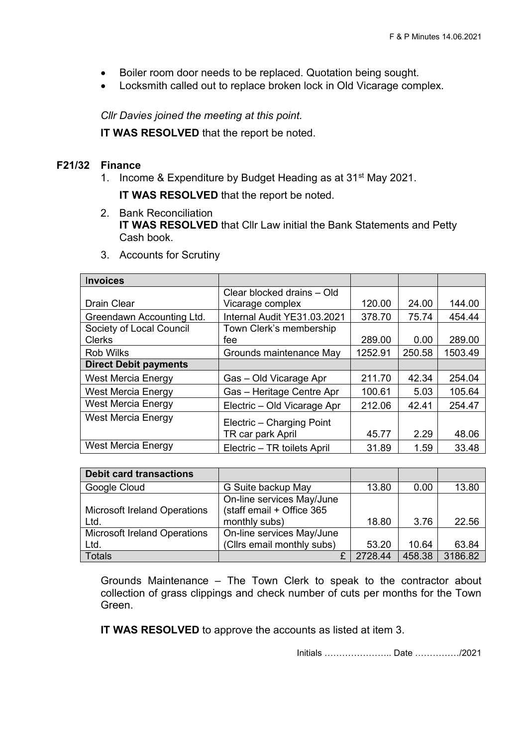- Boiler room door needs to be replaced. Quotation being sought.
- Locksmith called out to replace broken lock in Old Vicarage complex.

*Cllr Davies joined the meeting at this point.*

**IT WAS RESOLVED** that the report be noted.

## F21/32 Finance

1. Income & Expenditure by Budget Heading as at 31st May 2021.

   **IT WAS RESOLVED** that the report be noted.

2. Bank Reconciliation
   **IT WAS RESOLVED** that Cllr Law initial the Bank Statements and Petty Cash book.

3. Accounts for Scrutiny

| **Invoices** | | | | |
|---|---|---|---|---|
| Drain Clear | Clear blocked drains – Old Vicarage complex | 120.00 | 24.00 | 144.00 |
| Greendawn Accounting Ltd. | Internal Audit YE31.03.2021 | 378.70 | 75.74 | 454.44 |
| Society of Local Council Clerks | Town Clerk's membership fee | 289.00 | 0.00 | 289.00 |
| Rob Wilks | Grounds maintenance May | 1252.91 | 250.58 | 1503.49 |
| **Direct Debit payments** | | | | |
| West Mercia Energy | Gas – Old Vicarage Apr | 211.70 | 42.34 | 254.04 |
| West Mercia Energy | Gas – Heritage Centre Apr | 100.61 | 5.03 | 105.64 |
| West Mercia Energy | Electric – Old Vicarage Apr | 212.06 | 42.41 | 254.47 |
| West Mercia Energy | Electric – Charging Point TR car park April | 45.77 | 2.29 | 48.06 |
| West Mercia Energy | Electric – TR toilets April | 31.89 | 1.59 | 33.48 |

| **Debit card transactions** | | | | |
|---|---|---|---|---|
| Google Cloud | G Suite backup May | 13.80 | 0.00 | 13.80 |
| Microsoft Ireland Operations Ltd. | On-line services May/June (staff email + Office 365 monthly subs) | 18.80 | 3.76 | 22.56 |
| Microsoft Ireland Operations Ltd. | On-line services May/June (Cllrs email monthly subs) | 53.20 | 10.64 | 63.84 |
| Totals | £ | 2728.44 | 458.38 | 3186.82 |

Grounds Maintenance – The Town Clerk to speak to the contractor about collection of grass clippings and check number of cuts per months for the Town Green.

**IT WAS RESOLVED** to approve the accounts as listed at item 3.

Initials ………………….. Date ……………/2021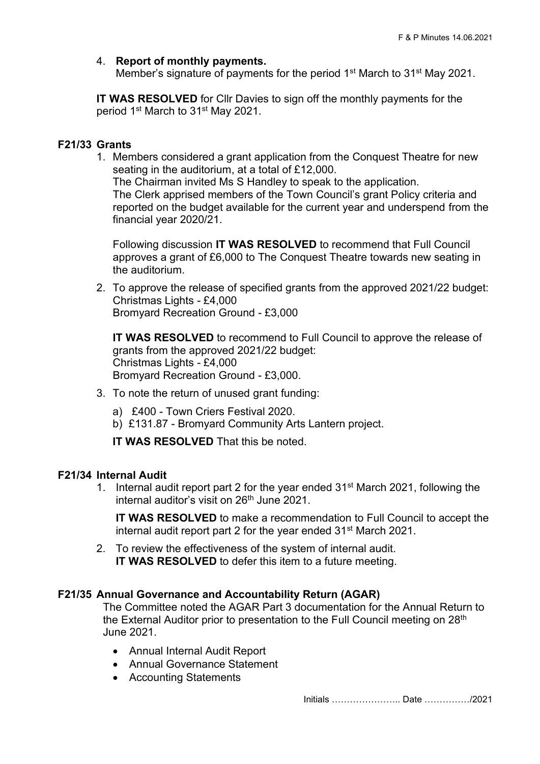4. **Report of monthly payments.**
   Member's signature of payments for the period 1st March to 31st May 2021.

**IT WAS RESOLVED** for Cllr Davies to sign off the monthly payments for the period 1st March to 31st May 2021.

### F21/33 Grants

1. Members considered a grant application from the Conquest Theatre for new seating in the auditorium, at a total of £12,000.
   The Chairman invited Ms S Handley to speak to the application.
   The Clerk apprised members of the Town Council's grant Policy criteria and reported on the budget available for the current year and underspend from the financial year 2020/21.

   Following discussion **IT WAS RESOLVED** to recommend that Full Council approves a grant of £6,000 to The Conquest Theatre towards new seating in the auditorium.

2. To approve the release of specified grants from the approved 2021/22 budget:
   Christmas Lights - £4,000
   Bromyard Recreation Ground - £3,000

   **IT WAS RESOLVED** to recommend to Full Council to approve the release of grants from the approved 2021/22 budget:
   Christmas Lights - £4,000
   Bromyard Recreation Ground - £3,000.

3. To note the return of unused grant funding:
   a) £400 - Town Criers Festival 2020.
   b) £131.87 - Bromyard Community Arts Lantern project.

   **IT WAS RESOLVED** That this be noted.

### F21/34 Internal Audit

1. Internal audit report part 2 for the year ended 31st March 2021, following the internal auditor's visit on 26th June 2021.

   **IT WAS RESOLVED** to make a recommendation to Full Council to accept the internal audit report part 2 for the year ended 31st March 2021.

2. To review the effectiveness of the system of internal audit.
   **IT WAS RESOLVED** to defer this item to a future meeting.

### F21/35 Annual Governance and Accountability Return (AGAR)

The Committee noted the AGAR Part 3 documentation for the Annual Return to the External Auditor prior to presentation to the Full Council meeting on 28th June 2021.

- Annual Internal Audit Report
- Annual Governance Statement
- Accounting Statements

Initials ………………….. Date ……………/2021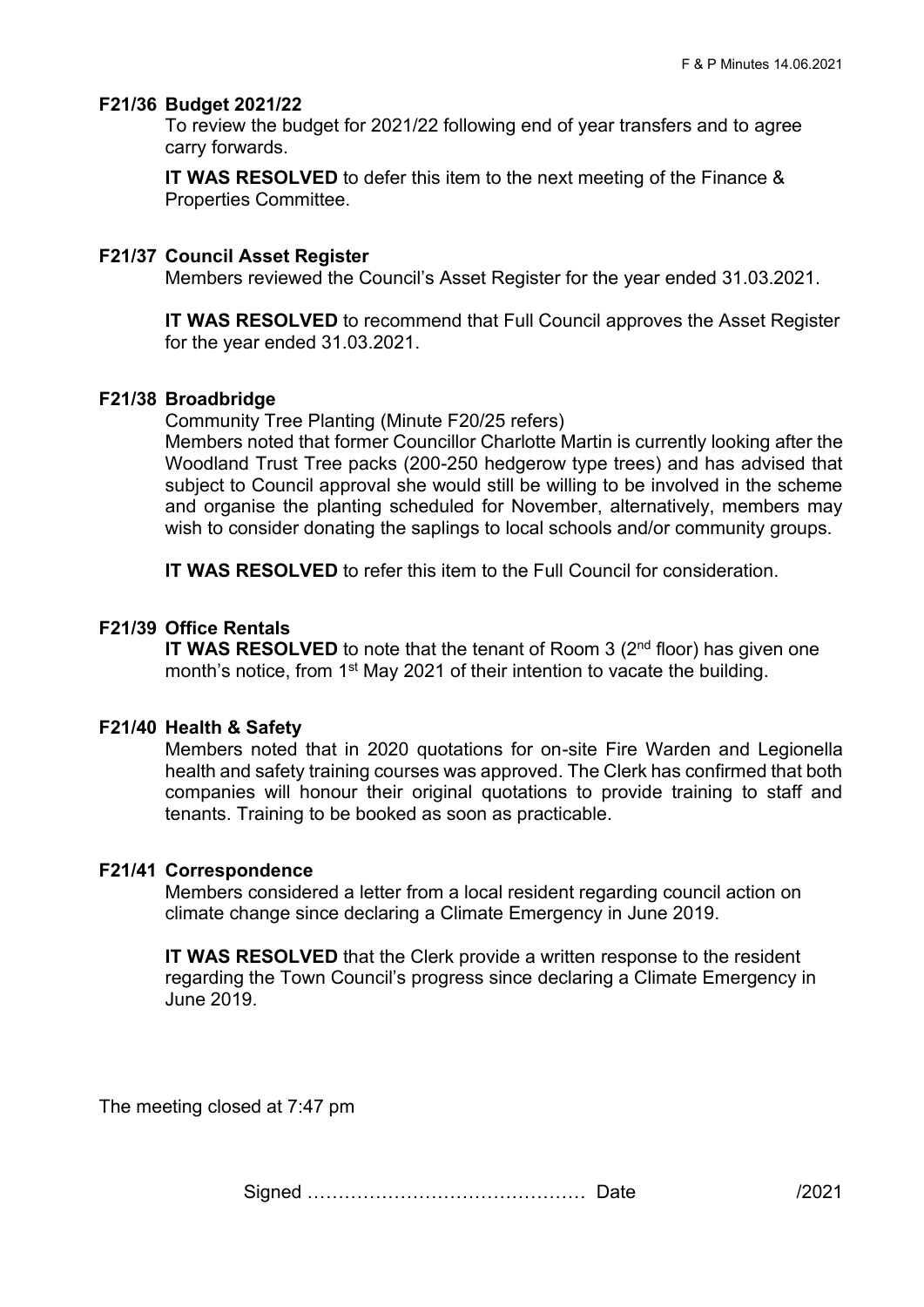**F21/36 Budget 2021/22**

To review the budget for 2021/22 following end of year transfers and to agree carry forwards.

**IT WAS RESOLVED** to defer this item to the next meeting of the Finance & Properties Committee.

**F21/37 Council Asset Register**

Members reviewed the Council's Asset Register for the year ended 31.03.2021.

**IT WAS RESOLVED** to recommend that Full Council approves the Asset Register for the year ended 31.03.2021.

**F21/38 Broadbridge**

Community Tree Planting (Minute F20/25 refers)

Members noted that former Councillor Charlotte Martin is currently looking after the Woodland Trust Tree packs (200-250 hedgerow type trees) and has advised that subject to Council approval she would still be willing to be involved in the scheme and organise the planting scheduled for November, alternatively, members may wish to consider donating the saplings to local schools and/or community groups.

**IT WAS RESOLVED** to refer this item to the Full Council for consideration.

**F21/39 Office Rentals**

**IT WAS RESOLVED** to note that the tenant of Room 3 (2nd floor) has given one month's notice, from 1st May 2021 of their intention to vacate the building.

**F21/40 Health & Safety**

Members noted that in 2020 quotations for on-site Fire Warden and Legionella health and safety training courses was approved. The Clerk has confirmed that both companies will honour their original quotations to provide training to staff and tenants. Training to be booked as soon as practicable.

**F21/41 Correspondence**

Members considered a letter from a local resident regarding council action on climate change since declaring a Climate Emergency in June 2019.

**IT WAS RESOLVED** that the Clerk provide a written response to the resident regarding the Town Council's progress since declaring a Climate Emergency in June 2019.

The meeting closed at 7:47 pm

Signed ……………………………………… Date /2021